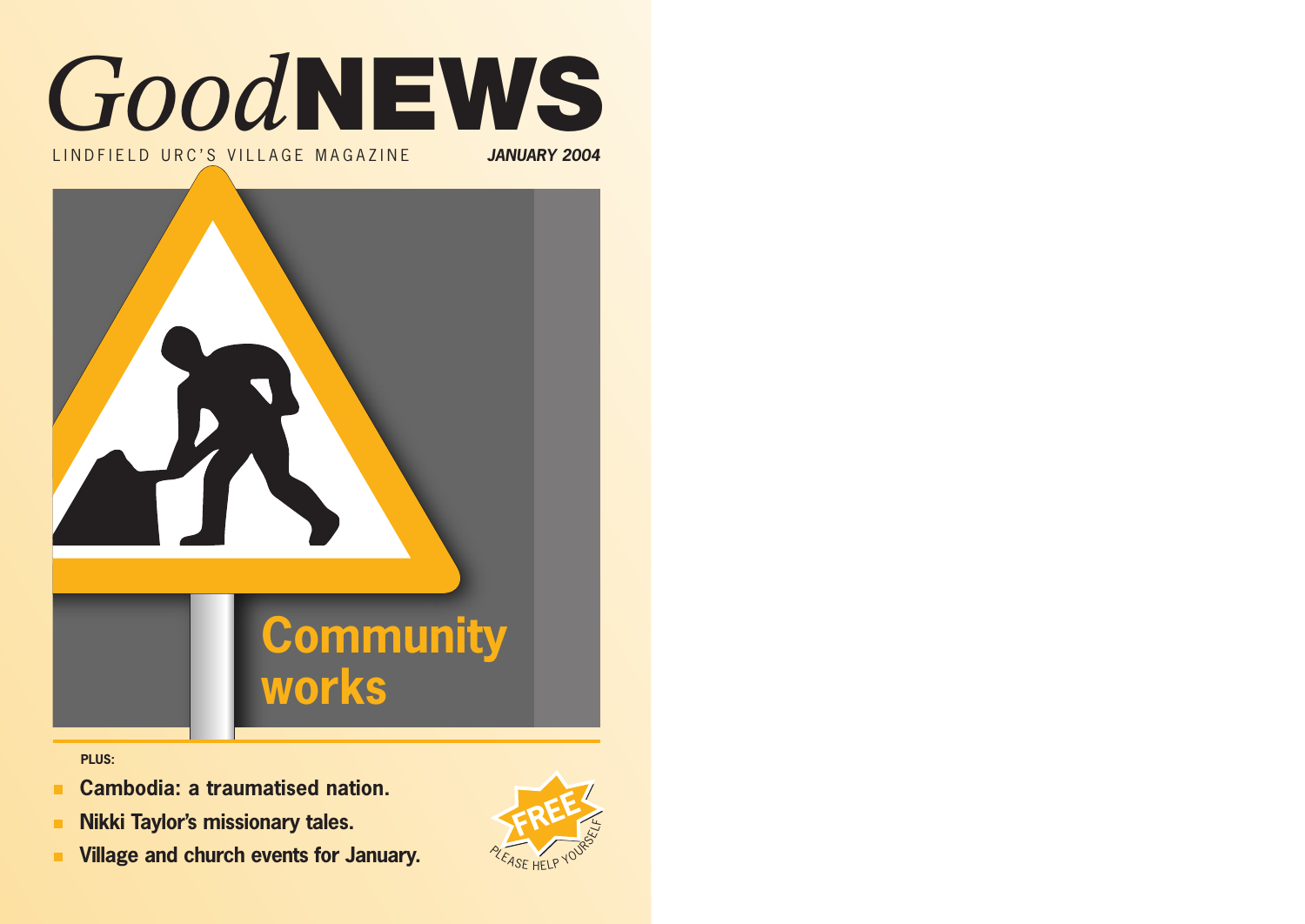# *Good*NEWS

LINDFIELD URC'S VILLAGE MAGAZINE

***JANUARY 2004***

## Community works

**PLUS:**

- **Cambodia: a traumatised nation.**
- **Nikki Taylor's missionary tales.**
- **Village and church events for January.**

FREE

PLEASE HELP YOURSELF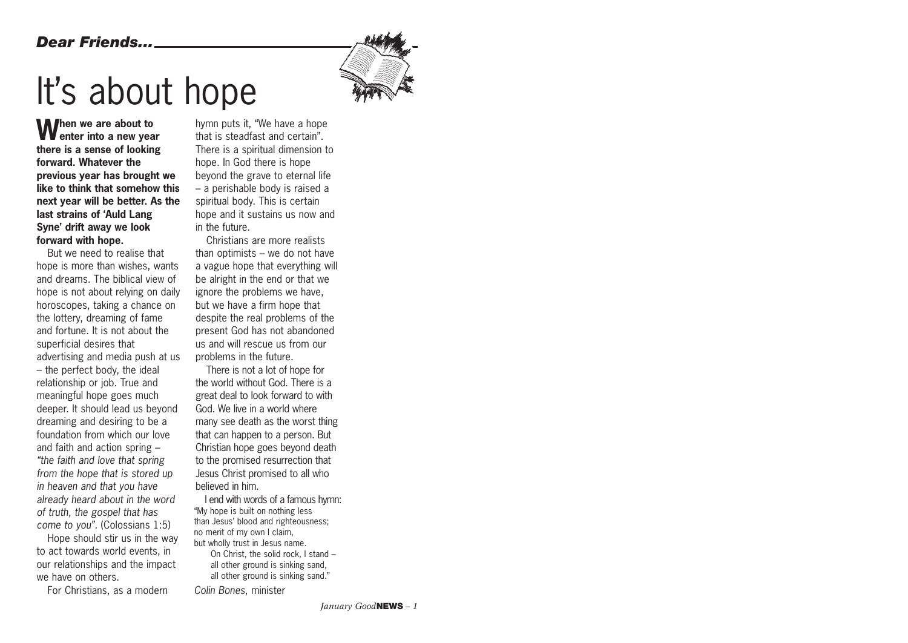*Dear Friends...*

# It's about hope

**When we are about to enter into a new year there is a sense of looking forward. Whatever the previous year has brought we like to think that somehow this next year will be better. As the last strains of 'Auld Lang Syne' drift away we look forward with hope.**

But we need to realise that hope is more than wishes, wants and dreams. The biblical view of hope is not about relying on daily horoscopes, taking a chance on the lottery, dreaming of fame and fortune. It is not about the superficial desires that advertising and media push at us – the perfect body, the ideal relationship or job. True and meaningful hope goes much deeper. It should lead us beyond dreaming and desiring to be a foundation from which our love and faith and action spring – *"the faith and love that spring from the hope that is stored up in heaven and that you have already heard about in the word of truth, the gospel that has come to you".* (Colossians 1:5)

Hope should stir us in the way to act towards world events, in our relationships and the impact we have on others.

For Christians, as a modern hymn puts it, "We have a hope that is steadfast and certain". There is a spiritual dimension to hope. In God there is hope beyond the grave to eternal life – a perishable body is raised a spiritual body. This is certain hope and it sustains us now and in the future.

Christians are more realists than optimists – we do not have a vague hope that everything will be alright in the end or that we ignore the problems we have, but we have a firm hope that despite the real problems of the present God has not abandoned us and will rescue us from our problems in the future.

There is not a lot of hope for the world without God. There is a great deal to look forward to with God. We live in a world where many see death as the worst thing that can happen to a person. But Christian hope goes beyond death to the promised resurrection that Jesus Christ promised to all who believed in him.

I end with words of a famous hymn:

"My hope is built on nothing less
than Jesus' blood and righteousness;
no merit of my own I claim,
but wholly trust in Jesus name.
On Christ, the solid rock, I stand –
all other ground is sinking sand,
all other ground is sinking sand."

*Colin Bones*, minister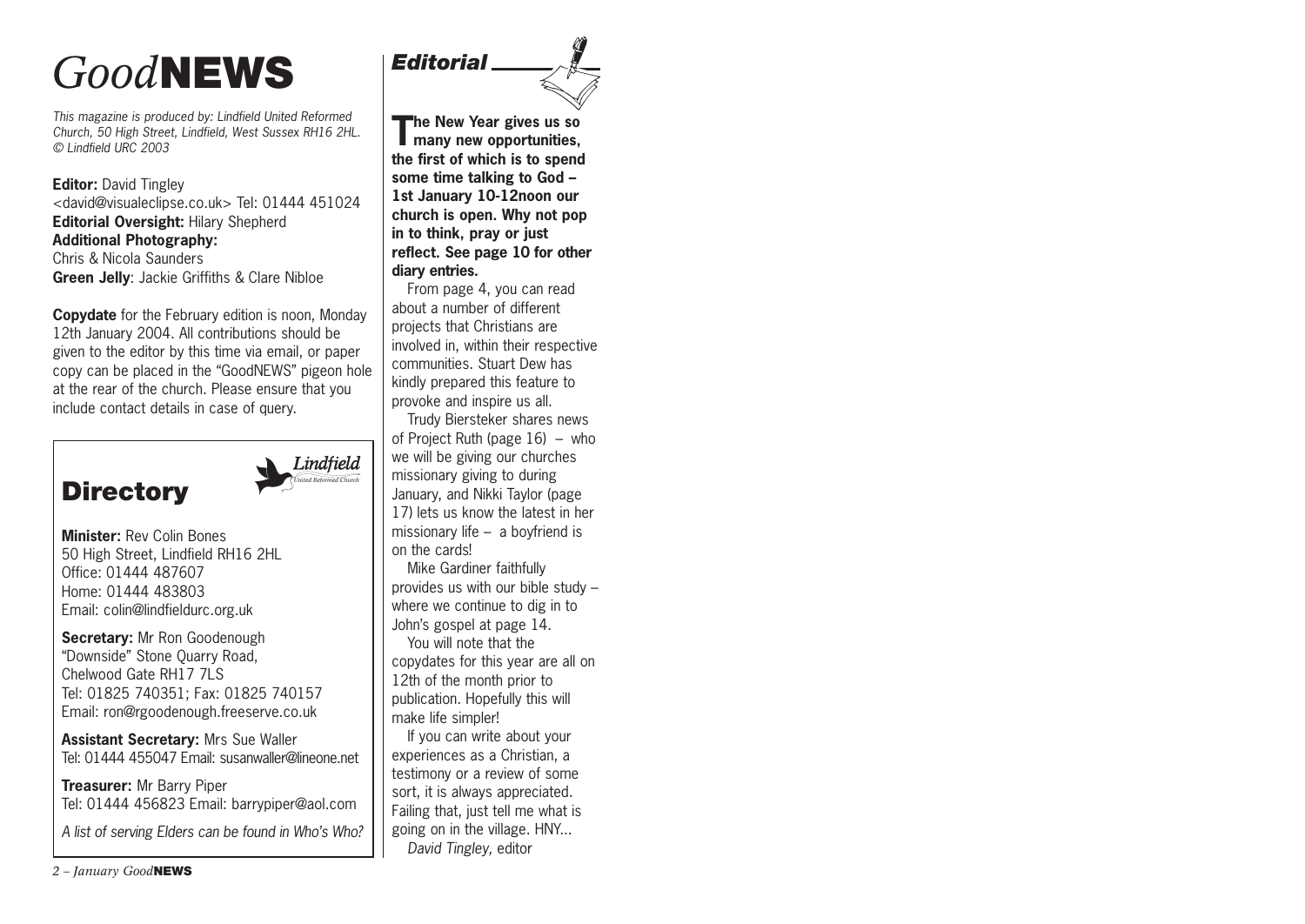# *Good*NEWS

*This magazine is produced by: Lindfield United Reformed Church, 50 High Street, Lindfield, West Sussex RH16 2HL. © Lindfield URC 2003*

**Editor:** David Tingley
<david@visualeclipse.co.uk> Tel: 01444 451024
**Editorial Oversight:** Hilary Shepherd
**Additional Photography:**
Chris & Nicola Saunders
**Green Jelly**: Jackie Griffiths & Clare Nibloe

**Copydate** for the February edition is noon, Monday 12th January 2004. All contributions should be given to the editor by this time via email, or paper copy can be placed in the "GoodNEWS" pigeon hole at the rear of the church. Please ensure that you include contact details in case of query.

## Directory

Lindfield United Reformed Church

**Minister:** Rev Colin Bones
50 High Street, Lindfield RH16 2HL
Office: 01444 487607
Home: 01444 483803
Email: colin@lindfieldurc.org.uk

**Secretary:** Mr Ron Goodenough
"Downside" Stone Quarry Road,
Chelwood Gate RH17 7LS
Tel: 01825 740351; Fax: 01825 740157
Email: ron@rgoodenough.freeserve.co.uk

**Assistant Secretary:** Mrs Sue Waller
Tel: 01444 455047 Email: susanwaller@lineone.net

**Treasurer:** Mr Barry Piper
Tel: 01444 456823 Email: barrypiper@aol.com

*A list of serving Elders can be found in Who's Who?*

## *Editorial*

**The New Year gives us so many new opportunities, the first of which is to spend some time talking to God – 1st January 10-12noon our church is open. Why not pop in to think, pray or just reflect. See page 10 for other diary entries.**

From page 4, you can read about a number of different projects that Christians are involved in, within their respective communities. Stuart Dew has kindly prepared this feature to provoke and inspire us all.

Trudy Biersteker shares news of Project Ruth (page 16) – who we will be giving our churches missionary giving to during January, and Nikki Taylor (page 17) lets us know the latest in her missionary life – a boyfriend is on the cards!

Mike Gardiner faithfully provides us with our bible study – where we continue to dig in to John's gospel at page 14.

You will note that the copydates for this year are all on 12th of the month prior to publication. Hopefully this will make life simpler!

If you can write about your experiences as a Christian, a testimony or a review of some sort, it is always appreciated. Failing that, just tell me what is going on in the village. HNY...

*David Tingley,* editor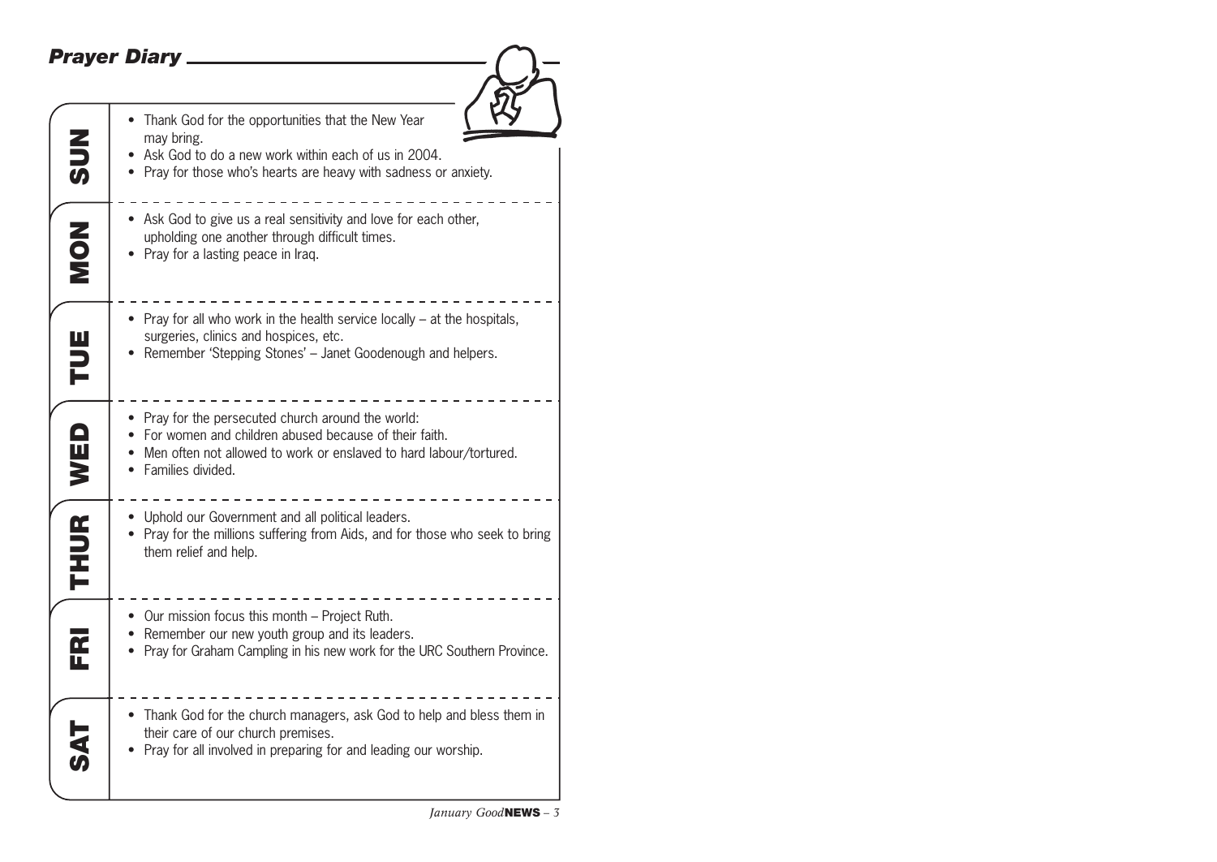## Prayer Diary

### SUN

- Thank God for the opportunities that the New Year may bring.
- Ask God to do a new work within each of us in 2004.
- Pray for those who's hearts are heavy with sadness or anxiety.

### MON

- Ask God to give us a real sensitivity and love for each other, upholding one another through difficult times.
- Pray for a lasting peace in Iraq.

### TUE

- Pray for all who work in the health service locally – at the hospitals, surgeries, clinics and hospices, etc.
- Remember 'Stepping Stones' – Janet Goodenough and helpers.

### WED

- Pray for the persecuted church around the world:
- For women and children abused because of their faith.
- Men often not allowed to work or enslaved to hard labour/tortured.
- Families divided.

### THUR

- Uphold our Government and all political leaders.
- Pray for the millions suffering from Aids, and for those who seek to bring them relief and help.

### FRI

- Our mission focus this month – Project Ruth.
- Remember our new youth group and its leaders.
- Pray for Graham Campling in his new work for the URC Southern Province.

### SAT

- Thank God for the church managers, ask God to help and bless them in their care of our church premises.
- Pray for all involved in preparing for and leading our worship.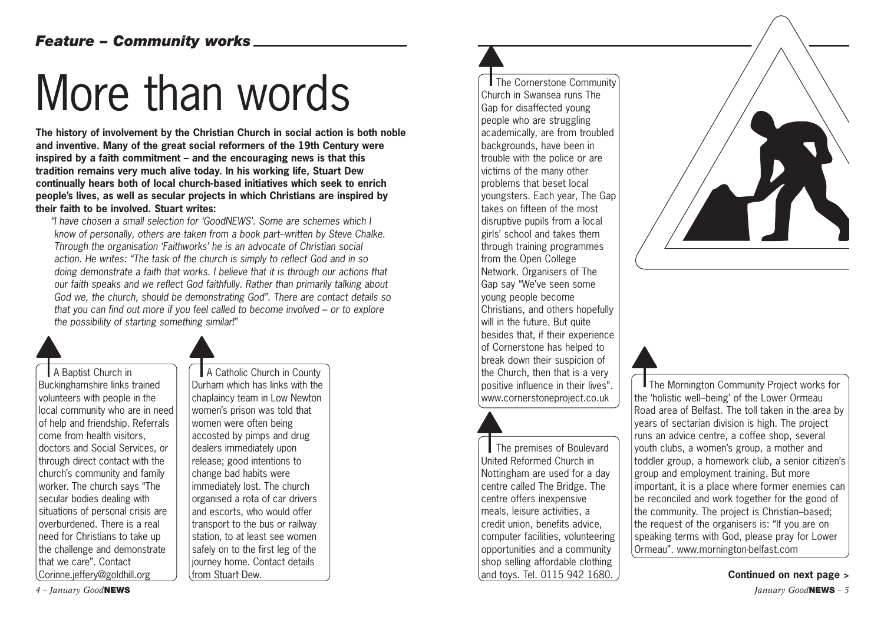*Feature – Community works*

# More than words

**The history of involvement by the Christian Church in social action is both noble and inventive. Many of the great social reformers of the 19th Century were inspired by a faith commitment – and the encouraging news is that this tradition remains very much alive today. In his working life, Stuart Dew continually hears both of local church-based initiatives which seek to enrich people's lives, as well as secular projects in which Christians are inspired by their faith to be involved. Stuart writes:**

*"I have chosen a small selection for 'GoodNEWS'. Some are schemes which I know of personally, others are taken from a book part–written by Steve Chalke. Through the organisation 'Faithworks' he is an advocate of Christian social action. He writes: "The task of the church is simply to reflect God and in so doing demonstrate a faith that works. I believe that it is through our actions that our faith speaks and we reflect God faithfully. Rather than primarily talking about God we, the church, should be demonstrating God". There are contact details so that you can find out more if you feel called to become involved – or to explore the possibility of starting something similar!"*

A Baptist Church in Buckinghamshire links trained volunteers with people in the local community who are in need of help and friendship. Referrals come from health visitors, doctors and Social Services, or through direct contact with the church's community and family worker. The church says "The secular bodies dealing with situations of personal crisis are overburdened. There is a real need for Christians to take up the challenge and demonstrate that we care". Contact Corinne.jeffery@goldhill.org

A Catholic Church in County Durham which has links with the chaplaincy team in Low Newton women's prison was told that women were often being accosted by pimps and drug dealers immediately upon release; good intentions to change bad habits were immediately lost. The church organised a rota of car drivers and escorts, who would offer transport to the bus or railway station, to at least see women safely on to the first leg of the journey home. Contact details from Stuart Dew.

The Cornerstone Community Church in Swansea runs The Gap for disaffected young people who are struggling academically, are from troubled backgrounds, have been in trouble with the police or are victims of the many other problems that beset local youngsters. Each year, The Gap takes on fifteen of the most disruptive pupils from a local girls' school and takes them through training programmes from the Open College Network. Organisers of The Gap say "We've seen some young people become Christians, and others hopefully will in the future. But quite besides that, if their experience of Cornerstone has helped to break down their suspicion of the Church, then that is a very positive influence in their lives". www.cornerstoneproject.co.uk

The premises of Boulevard United Reformed Church in Nottingham are used for a day centre called The Bridge. The centre offers inexpensive meals, leisure activities, a credit union, benefits advice, computer facilities, volunteering opportunities and a community shop selling affordable clothing and toys. Tel. 0115 942 1680.

The Mornington Community Project works for the 'holistic well–being' of the Lower Ormeau Road area of Belfast. The toll taken in the area by years of sectarian division is high. The project runs an advice centre, a coffee shop, several youth clubs, a women's group, a mother and toddler group, a homework club, a senior citizen's group and employment training. But more important, it is a place where former enemies can be reconciled and work together for the good of the community. The project is Christian–based; the request of the organisers is: "If you are on speaking terms with God, please pray for Lower Ormeau". www.mornington-belfast.com

**Continued on next page >**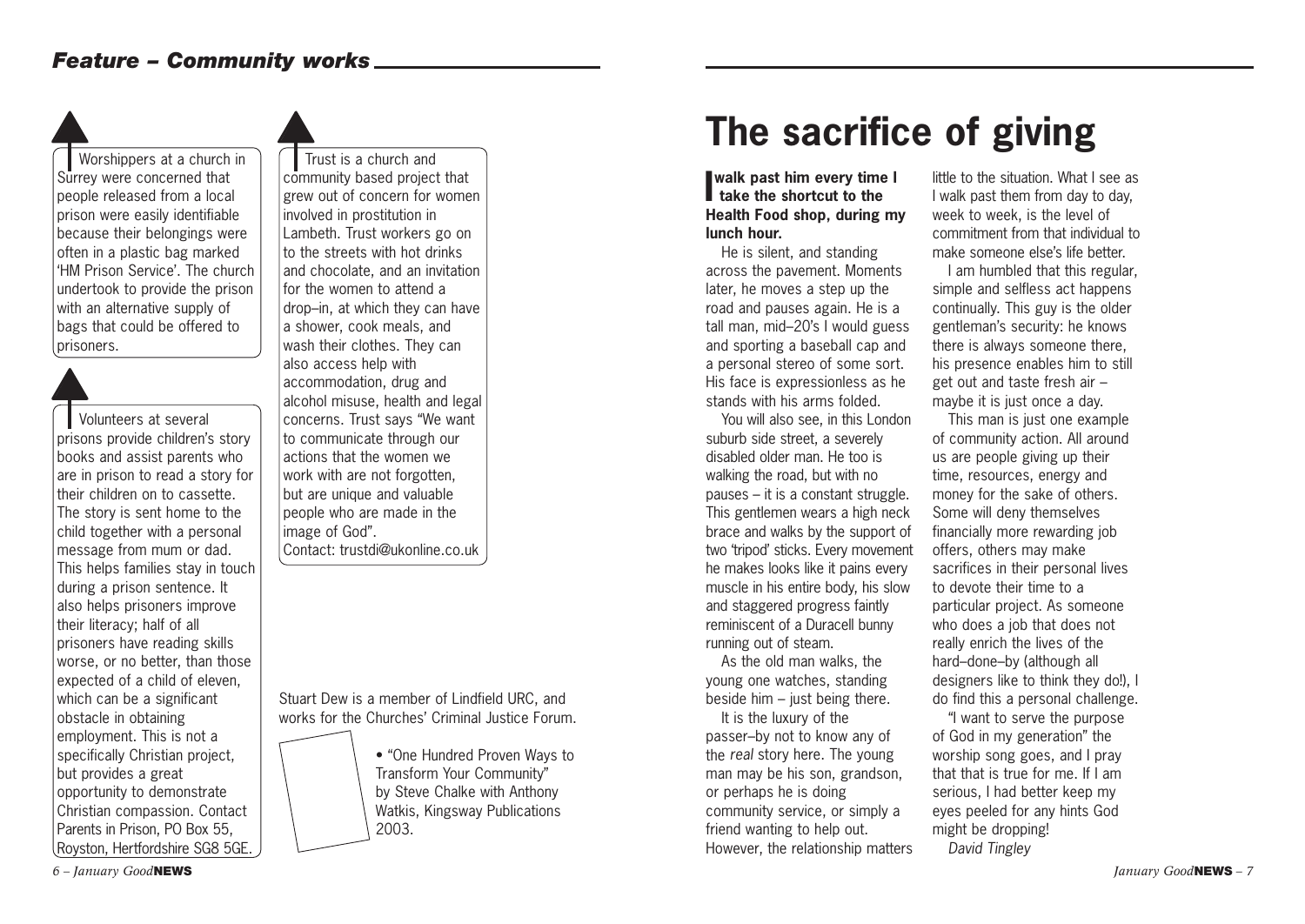## Feature – Community works

Worshippers at a church in Surrey were concerned that people released from a local prison were easily identifiable because their belongings were often in a plastic bag marked 'HM Prison Service'. The church undertook to provide the prison with an alternative supply of bags that could be offered to prisoners.

Volunteers at several prisons provide children's story books and assist parents who are in prison to read a story for their children on to cassette. The story is sent home to the child together with a personal message from mum or dad. This helps families stay in touch during a prison sentence. It also helps prisoners improve their literacy; half of all prisoners have reading skills worse, or no better, than those expected of a child of eleven, which can be a significant obstacle in obtaining employment. This is not a specifically Christian project, but provides a great opportunity to demonstrate Christian compassion. Contact Parents in Prison, PO Box 55, Royston, Hertfordshire SG8 5GE.

Trust is a church and community based project that grew out of concern for women involved in prostitution in Lambeth. Trust workers go on to the streets with hot drinks and chocolate, and an invitation for the women to attend a drop–in, at which they can have a shower, cook meals, and wash their clothes. They can also access help with accommodation, drug and alcohol misuse, health and legal concerns. Trust says "We want to communicate through our actions that the women we work with are not forgotten, but are unique and valuable people who are made in the image of God".
Contact: trustdi@ukonline.co.uk

Stuart Dew is a member of Lindfield URC, and works for the Churches' Criminal Justice Forum.

• "One Hundred Proven Ways to Transform Your Community" by Steve Chalke with Anthony Watkis, Kingsway Publications 2003.

# The sacrifice of giving

**I walk past him every time I take the shortcut to the Health Food shop, during my lunch hour.**

He is silent, and standing across the pavement. Moments later, he moves a step up the road and pauses again. He is a tall man, mid–20's I would guess and sporting a baseball cap and a personal stereo of some sort. His face is expressionless as he stands with his arms folded.

You will also see, in this London suburb side street, a severely disabled older man. He too is walking the road, but with no pauses – it is a constant struggle. This gentlemen wears a high neck brace and walks by the support of two 'tripod' sticks. Every movement he makes looks like it pains every muscle in his entire body, his slow and staggered progress faintly reminiscent of a Duracell bunny running out of steam.

As the old man walks, the young one watches, standing beside him – just being there.

It is the luxury of the passer–by not to know any of the *real* story here. The young man may be his son, grandson, or perhaps he is doing community service, or simply a friend wanting to help out. However, the relationship matters little to the situation. What I see as I walk past them from day to day, week to week, is the level of commitment from that individual to make someone else's life better.

I am humbled that this regular, simple and selfless act happens continually. This guy is the older gentleman's security: he knows there is always someone there, his presence enables him to still get out and taste fresh air – maybe it is just once a day.

This man is just one example of community action. All around us are people giving up their time, resources, energy and money for the sake of others. Some will deny themselves financially more rewarding job offers, others may make sacrifices in their personal lives to devote their time to a particular project. As someone who does a job that does not really enrich the lives of the hard–done–by (although all designers like to think they do!), I do find this a personal challenge.

"I want to serve the purpose of God in my generation" the worship song goes, and I pray that that is true for me. If I am serious, I had better keep my eyes peeled for any hints God might be dropping!

*David Tingley*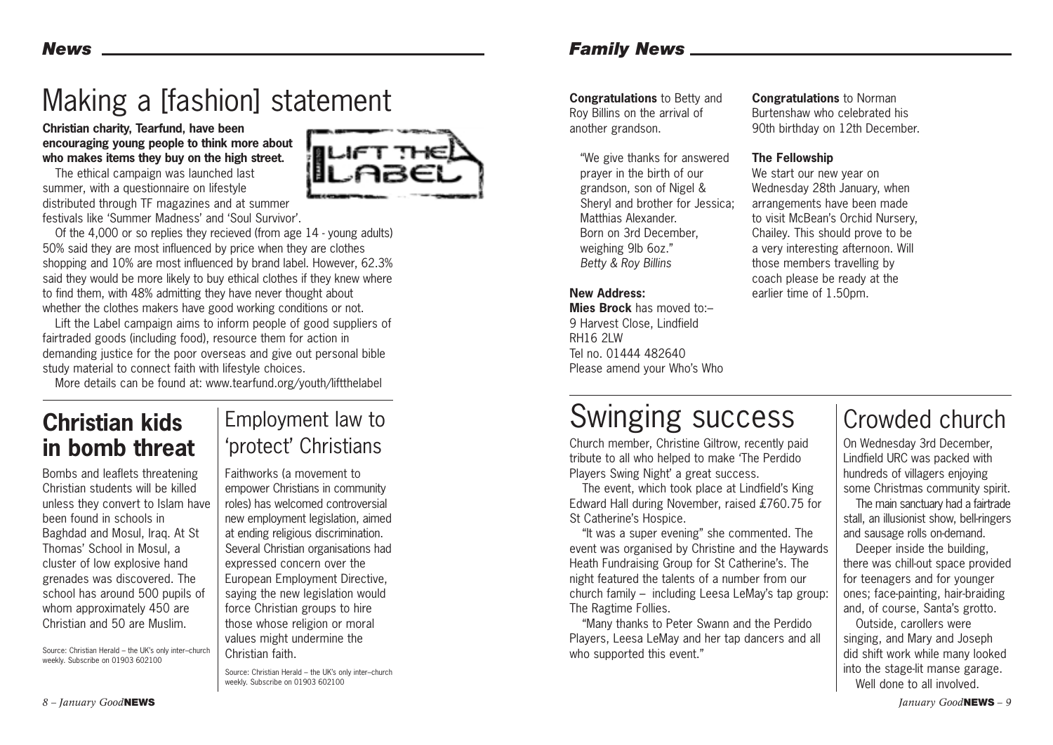# News

## Making a [fashion] statement

**Christian charity, Tearfund, have been encouraging young people to think more about who makes items they buy on the high street.**

The ethical campaign was launched last summer, with a questionnaire on lifestyle distributed through TF magazines and at summer festivals like 'Summer Madness' and 'Soul Survivor'.

Of the 4,000 or so replies they recieved (from age 14 - young adults) 50% said they are most influenced by price when they are clothes shopping and 10% are most influenced by brand label. However, 62.3% said they would be more likely to buy ethical clothes if they knew where to find them, with 48% admitting they have never thought about whether the clothes makers have good working conditions or not.

Lift the Label campaign aims to inform people of good suppliers of fairtraded goods (including food), resource them for action in demanding justice for the poor overseas and give out personal bible study material to connect faith with lifestyle choices.

More details can be found at: www.tearfund.org/youth/liftthelabel

## Christian kids in bomb threat

Bombs and leaflets threatening Christian students will be killed unless they convert to Islam have been found in schools in Baghdad and Mosul, Iraq. At St Thomas' School in Mosul, a cluster of low explosive hand grenades was discovered. The school has around 500 pupils of whom approximately 450 are Christian and 50 are Muslim.

Source: Christian Herald – the UK's only inter–church weekly. Subscribe on 01903 602100

## Employment law to 'protect' Christians

Faithworks (a movement to empower Christians in community roles) has welcomed controversial new employment legislation, aimed at ending religious discrimination. Several Christian organisations had expressed concern over the European Employment Directive, saying the new legislation would force Christian groups to hire those whose religion or moral values might undermine the Christian faith.

Source: Christian Herald – the UK's only inter–church weekly. Subscribe on 01903 602100

# Family News

**Congratulations** to Betty and Roy Billins on the arrival of another grandson.

"We give thanks for answered prayer in the birth of our grandson, son of Nigel & Sheryl and brother for Jessica; Matthias Alexander. Born on 3rd December, weighing 9lb 6oz."
*Betty & Roy Billins*

**New Address:**
**Mies Brock** has moved to:–
9 Harvest Close, Lindfield
RH16 2LW
Tel no. 01444 482640
Please amend your Who's Who

**Congratulations** to Norman Burtenshaw who celebrated his 90th birthday on 12th December.

**The Fellowship**
We start our new year on Wednesday 28th January, when arrangements have been made to visit McBean's Orchid Nursery, Chailey. This should prove to be a very interesting afternoon. Will those members travelling by coach please be ready at the earlier time of 1.50pm.

## Swinging success

Church member, Christine Giltrow, recently paid tribute to all who helped to make 'The Perdido Players Swing Night' a great success.

The event, which took place at Lindfield's King Edward Hall during November, raised £760.75 for St Catherine's Hospice.

"It was a super evening" she commented. The event was organised by Christine and the Haywards Heath Fundraising Group for St Catherine's. The night featured the talents of a number from our church family – including Leesa LeMay's tap group: The Ragtime Follies.

"Many thanks to Peter Swann and the Perdido Players, Leesa LeMay and her tap dancers and all who supported this event."

## Crowded church

On Wednesday 3rd December, Lindfield URC was packed with hundreds of villagers enjoying some Christmas community spirit.

The main sanctuary had a fairtrade stall, an illusionist show, bell-ringers and sausage rolls on-demand.

Deeper inside the building, there was chill-out space provided for teenagers and for younger ones; face-painting, hair-braiding and, of course, Santa's grotto.

Outside, carollers were singing, and Mary and Joseph did shift work while many looked into the stage-lit manse garage.

Well done to all involved.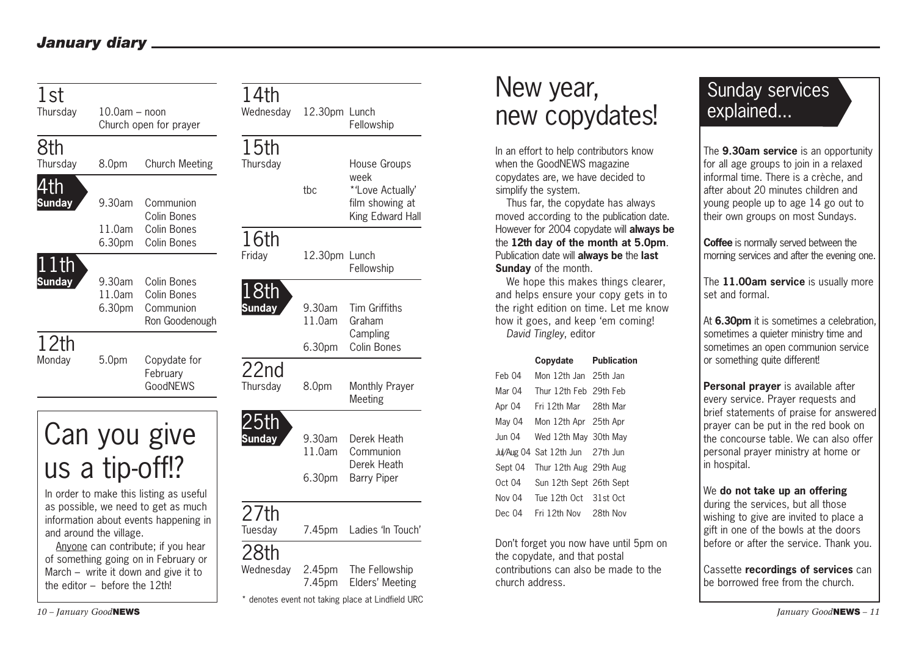## January diary

**1st** Thursday
- 10.0am – noon: Church open for prayer

**8th** Thursday
- 8.0pm: Church Meeting

**4th Sunday**
- 9.30am: Communion Colin Bones
- 11.0am: Colin Bones
- 6.30pm: Colin Bones

**11th Sunday**
- 9.30am: Colin Bones
- 11.0am: Colin Bones
- 6.30pm: Communion Ron Goodenough

**12th** Monday
- 5.0pm: Copydate for February GoodNEWS

# Can you give us a tip-off!?

In order to make this listing as useful as possible, we need to get as much information about events happening in and around the village.

Anyone can contribute; if you hear of something going on in February or March – write it down and give it to the editor – before the 12th!

**14th** Wednesday
- 12.30pm: Lunch Fellowship

**15th** Thursday
- House Groups week
- tbc: *'Love Actually' film showing at King Edward Hall

**16th** Friday
- 12.30pm: Lunch Fellowship

**18th Sunday**
- 9.30am: Tim Griffiths
- 11.0am: Graham Campling
- 6.30pm: Colin Bones

**22nd** Thursday
- 8.0pm: Monthly Prayer Meeting

**25th Sunday**
- 9.30am: Derek Heath
- 11.0am: Communion Derek Heath
- 6.30pm: Barry Piper

**27th** Tuesday
- 7.45pm: Ladies 'In Touch'

**28th** Wednesday
- 2.45pm: The Fellowship
- 7.45pm: Elders' Meeting

* denotes event not taking place at Lindfield URC

# New year, new copydates!

In an effort to help contributors know when the GoodNEWS magazine copydates are, we have decided to simplify the system.

Thus far, the copydate has always moved according to the publication date. However for 2004 copydate will **always be** the **12th day of the month at 5.0pm**. Publication date will **always be** the **last Sunday** of the month.

We hope this makes things clearer, and helps ensure your copy gets in to the right edition on time. Let me know how it goes, and keep 'em coming!

*David Tingley*, editor

| | Copydate | Publication |
|---|---|---|
| Feb 04 | Mon 12th Jan | 25th Jan |
| Mar 04 | Thur 12th Feb | 29th Feb |
| Apr 04 | Fri 12th Mar | 28th Mar |
| May 04 | Mon 12th Apr | 25th Apr |
| Jun 04 | Wed 12th May | 30th May |
| Jul/Aug 04 | Sat 12th Jun | 27th Jun |
| Sept 04 | Thur 12th Aug | 29th Aug |
| Oct 04 | Sun 12th Sept | 26th Sept |
| Nov 04 | Tue 12th Oct | 31st Oct |
| Dec 04 | Fri 12th Nov | 28th Nov |

Don't forget you now have until 5pm on the copydate, and that postal contributions can also be made to the church address.

# Sunday services explained...

The **9.30am service** is an opportunity for all age groups to join in a relaxed informal time. There is a crèche, and after about 20 minutes children and young people up to age 14 go out to their own groups on most Sundays.

**Coffee** is normally served between the morning services and after the evening one.

The **11.00am service** is usually more set and formal.

At **6.30pm** it is sometimes a celebration, sometimes a quieter ministry time and sometimes an open communion service or something quite different!

**Personal prayer** is available after every service. Prayer requests and brief statements of praise for answered prayer can be put in the red book on the concourse table. We can also offer personal prayer ministry at home or in hospital.

We **do not take up an offering** during the services, but all those wishing to give are invited to place a gift in one of the bowls at the doors before or after the service. Thank you.

Cassette **recordings of services** can be borrowed free from the church.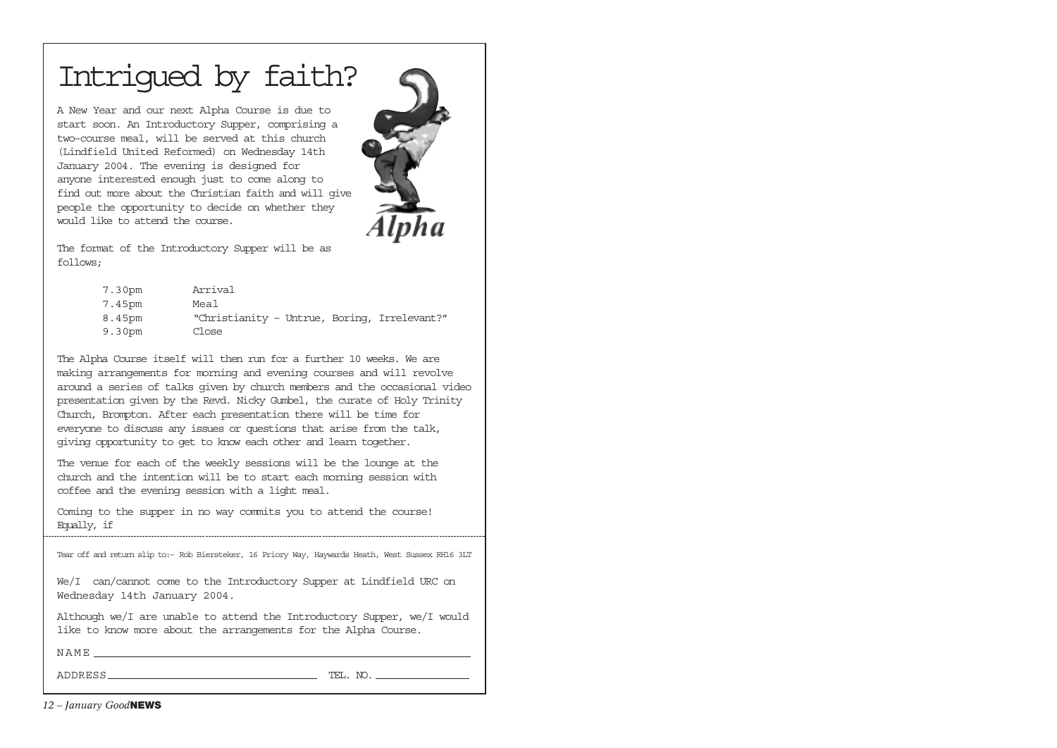# Intrigued by faith?

A New Year and our next Alpha Course is due to start soon. An Introductory Supper, comprising a two-course meal, will be served at this church (Lindfield United Reformed) on Wednesday 14th January 2004. The evening is designed for anyone interested enough just to come along to find out more about the Christian faith and will give people the opportunity to decide on whether they would like to attend the course.

Alpha

The format of the Introductory Supper will be as follows;

| | |
|---|---|
| 7.30pm | Arrival |
| 7.45pm | Meal |
| 8.45pm | "Christianity – Untrue, Boring, Irrelevant?" |
| 9.30pm | Close |

The Alpha Course itself will then run for a further 10 weeks. We are making arrangements for morning and evening courses and will revolve around a series of talks given by church members and the occasional video presentation given by the Revd. Nicky Gumbel, the curate of Holy Trinity Church, Brompton. After each presentation there will be time for everyone to discuss any issues or questions that arise from the talk, giving opportunity to get to know each other and learn together.

The venue for each of the weekly sessions will be the lounge at the church and the intention will be to start each morning session with coffee and the evening session with a light meal.

Coming to the supper in no way commits you to attend the course! Equally, if

---

Tear off and return slip to:- Rob Biersteker, 16 Priory Way, Haywards Heath, West Sussex RH16 3LT

We/I can/cannot come to the Introductory Supper at Lindfield URC on Wednesday 14th January 2004.

Although we/I are unable to attend the Introductory Supper, we/I would like to know more about the arrangements for the Alpha Course.

NAME ________________________________________________

ADDRESS ______________________________ TEL. NO. ______________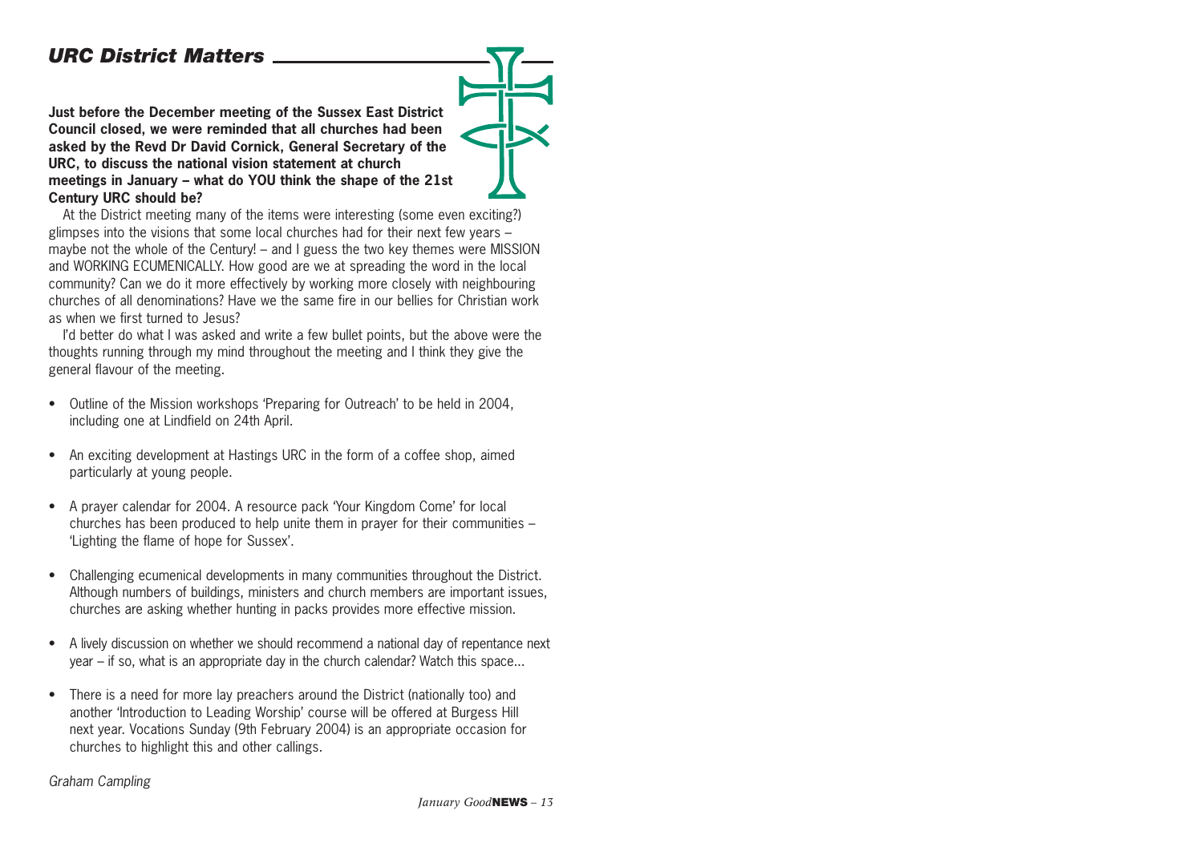## *URC District Matters*

**Just before the December meeting of the Sussex East District Council closed, we were reminded that all churches had been asked by the Revd Dr David Cornick, General Secretary of the URC, to discuss the national vision statement at church meetings in January – what do YOU think the shape of the 21st Century URC should be?**

At the District meeting many of the items were interesting (some even exciting?) glimpses into the visions that some local churches had for their next few years – maybe not the whole of the Century! – and I guess the two key themes were MISSION and WORKING ECUMENICALLY. How good are we at spreading the word in the local community? Can we do it more effectively by working more closely with neighbouring churches of all denominations? Have we the same fire in our bellies for Christian work as when we first turned to Jesus?

I'd better do what I was asked and write a few bullet points, but the above were the thoughts running through my mind throughout the meeting and I think they give the general flavour of the meeting.

- Outline of the Mission workshops 'Preparing for Outreach' to be held in 2004, including one at Lindfield on 24th April.
- An exciting development at Hastings URC in the form of a coffee shop, aimed particularly at young people.
- A prayer calendar for 2004. A resource pack 'Your Kingdom Come' for local churches has been produced to help unite them in prayer for their communities – 'Lighting the flame of hope for Sussex'.
- Challenging ecumenical developments in many communities throughout the District. Although numbers of buildings, ministers and church members are important issues, churches are asking whether hunting in packs provides more effective mission.
- A lively discussion on whether we should recommend a national day of repentance next year – if so, what is an appropriate day in the church calendar? Watch this space...
- There is a need for more lay preachers around the District (nationally too) and another 'Introduction to Leading Worship' course will be offered at Burgess Hill next year. Vocations Sunday (9th February 2004) is an appropriate occasion for churches to highlight this and other callings.

*Graham Campling*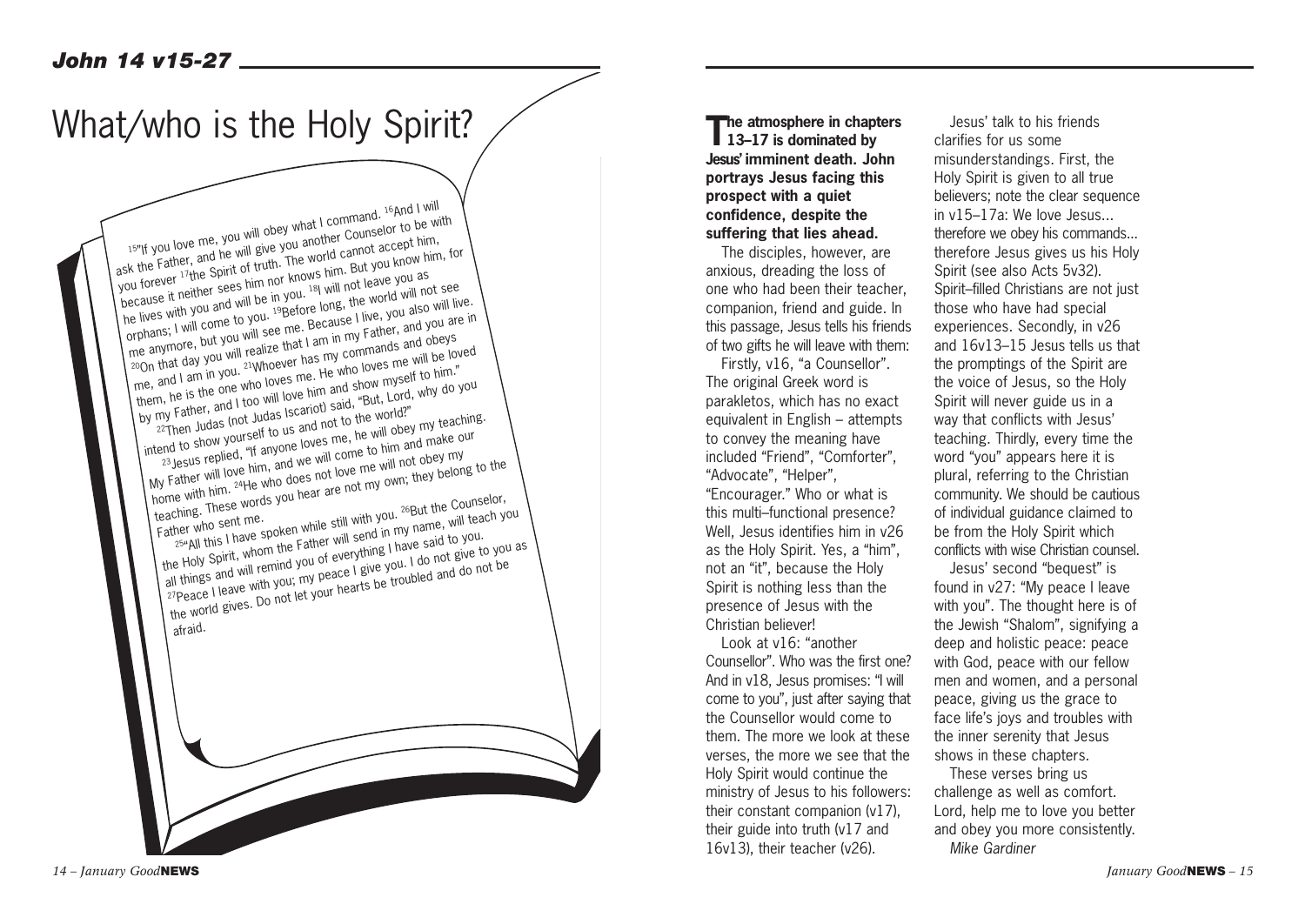## John 14 v15-27

# What/who is the Holy Spirit?

[15]"If you love me, you will obey what I command. [16]And I will ask the Father, and he will give you another Counselor to be with you forever [17]the Spirit of truth. The world cannot accept him, because it neither sees him nor knows him. But you know him, for he lives with you and will be in you. [18]I will not leave you as orphans; I will come to you. [19]Before long, the world will not see me anymore, but you will see me. Because I live, you also will live. [20]On that day you will realize that I am in my Father, and you are in me, and I am in you. [21]Whoever has my commands and obeys them, he is the one who loves me. He who loves me will be loved by my Father, and I too will love him and show myself to him."

[22]Then Judas (not Judas Iscariot) said, "But, Lord, why do you intend to show yourself to us and not to the world?"

[23]Jesus replied, "If anyone loves me, he will obey my teaching. My Father will love him, and we will come to him and make our home with him. [24]He who does not love me will not obey my teaching. These words you hear are not my own; they belong to the Father who sent me.

[25]"All this I have spoken while still with you. [26]But the Counselor, the Holy Spirit, whom the Father will send in my name, will teach you all things and will remind you of everything I have said to you. [27]Peace I leave with you; my peace I give you. I do not give to you as the world gives. Do not let your hearts be troubled and do not be afraid.

**The atmosphere in chapters 13–17 is dominated by Jesus' imminent death. John portrays Jesus facing this prospect with a quiet confidence, despite the suffering that lies ahead.**

The disciples, however, are anxious, dreading the loss of one who had been their teacher, companion, friend and guide. In this passage, Jesus tells his friends of two gifts he will leave with them:

Firstly, v16, "a Counsellor". The original Greek word is parakletos, which has no exact equivalent in English – attempts to convey the meaning have included "Friend", "Comforter", "Advocate", "Helper", "Encourager." Who or what is this multi–functional presence? Well, Jesus identifies him in v26 as the Holy Spirit. Yes, a "him", not an "it", because the Holy Spirit is nothing less than the presence of Jesus with the Christian believer!

Look at v16: "another Counsellor". Who was the first one? And in v18, Jesus promises: "I will come to you", just after saying that the Counsellor would come to them. The more we look at these verses, the more we see that the Holy Spirit would continue the ministry of Jesus to his followers: their constant companion (v17), their guide into truth (v17 and 16v13), their teacher (v26).

Jesus' talk to his friends clarifies for us some misunderstandings. First, the Holy Spirit is given to all true believers; note the clear sequence in v15–17a: We love Jesus... therefore we obey his commands... therefore Jesus gives us his Holy Spirit (see also Acts 5v32). Spirit–filled Christians are not just those who have had special experiences. Secondly, in v26 and 16v13–15 Jesus tells us that the promptings of the Spirit are the voice of Jesus, so the Holy Spirit will never guide us in a way that conflicts with Jesus' teaching. Thirdly, every time the word "you" appears here it is plural, referring to the Christian community. We should be cautious of individual guidance claimed to be from the Holy Spirit which conflicts with wise Christian counsel.

Jesus' second "bequest" is found in v27: "My peace I leave with you". The thought here is of the Jewish "Shalom", signifying a deep and holistic peace: peace with God, peace with our fellow men and women, and a personal peace, giving us the grace to face life's joys and troubles with the inner serenity that Jesus shows in these chapters.

These verses bring us challenge as well as comfort. Lord, help me to love you better and obey you more consistently.

*Mike Gardiner*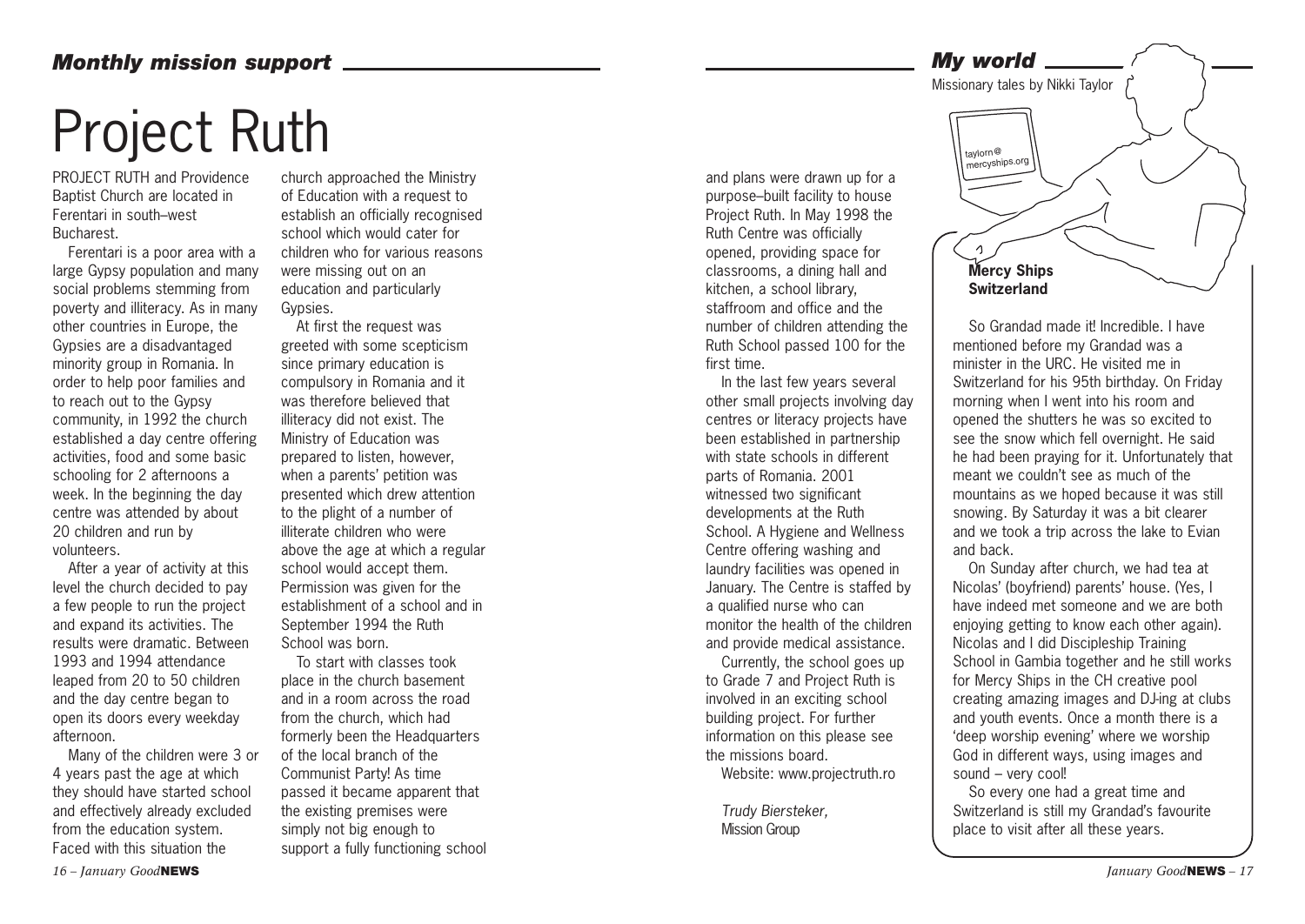## *Monthly mission support*

# Project Ruth

PROJECT RUTH and Providence Baptist Church are located in Ferentari in south–west Bucharest.

Ferentari is a poor area with a large Gypsy population and many social problems stemming from poverty and illiteracy. As in many other countries in Europe, the Gypsies are a disadvantaged minority group in Romania. In order to help poor families and to reach out to the Gypsy community, in 1992 the church established a day centre offering activities, food and some basic schooling for 2 afternoons a week. In the beginning the day centre was attended by about 20 children and run by volunteers.

After a year of activity at this level the church decided to pay a few people to run the project and expand its activities. The results were dramatic. Between 1993 and 1994 attendance leaped from 20 to 50 children and the day centre began to open its doors every weekday afternoon.

Many of the children were 3 or 4 years past the age at which they should have started school and effectively already excluded from the education system. Faced with this situation the church approached the Ministry of Education with a request to establish an officially recognised school which would cater for children who for various reasons were missing out on an education and particularly Gypsies.

At first the request was greeted with some scepticism since primary education is compulsory in Romania and it was therefore believed that illiteracy did not exist. The Ministry of Education was prepared to listen, however, when a parents' petition was presented which drew attention to the plight of a number of illiterate children who were above the age at which a regular school would accept them. Permission was given for the establishment of a school and in September 1994 the Ruth School was born.

To start with classes took place in the church basement and in a room across the road from the church, which had formerly been the Headquarters of the local branch of the Communist Party! As time passed it became apparent that the existing premises were simply not big enough to support a fully functioning school and plans were drawn up for a purpose–built facility to house Project Ruth. In May 1998 the Ruth Centre was officially opened, providing space for classrooms, a dining hall and kitchen, a school library, staffroom and office and the number of children attending the Ruth School passed 100 for the first time.

In the last few years several other small projects involving day centres or literacy projects have been established in partnership with state schools in different parts of Romania. 2001 witnessed two significant developments at the Ruth School. A Hygiene and Wellness Centre offering washing and laundry facilities was opened in January. The Centre is staffed by a qualified nurse who can monitor the health of the children and provide medical assistance.

Currently, the school goes up to Grade 7 and Project Ruth is involved in an exciting school building project. For further information on this please see the missions board.

Website: www.projectruth.ro

*Trudy Biersteker,*
Mission Group

## *My world*

Missionary tales by Nikki Taylor

taylorn@mercyships.org

**Mercy Ships Switzerland**

So Grandad made it! Incredible. I have mentioned before my Grandad was a minister in the URC. He visited me in Switzerland for his 95th birthday. On Friday morning when I went into his room and opened the shutters he was so excited to see the snow which fell overnight. He said he had been praying for it. Unfortunately that meant we couldn't see as much of the mountains as we hoped because it was still snowing. By Saturday it was a bit clearer and we took a trip across the lake to Evian and back.

On Sunday after church, we had tea at Nicolas' (boyfriend) parents' house. (Yes, I have indeed met someone and we are both enjoying getting to know each other again). Nicolas and I did Discipleship Training School in Gambia together and he still works for Mercy Ships in the CH creative pool creating amazing images and DJ-ing at clubs and youth events. Once a month there is a 'deep worship evening' where we worship God in different ways, using images and sound – very cool!

So every one had a great time and Switzerland is still my Grandad's favourite place to visit after all these years.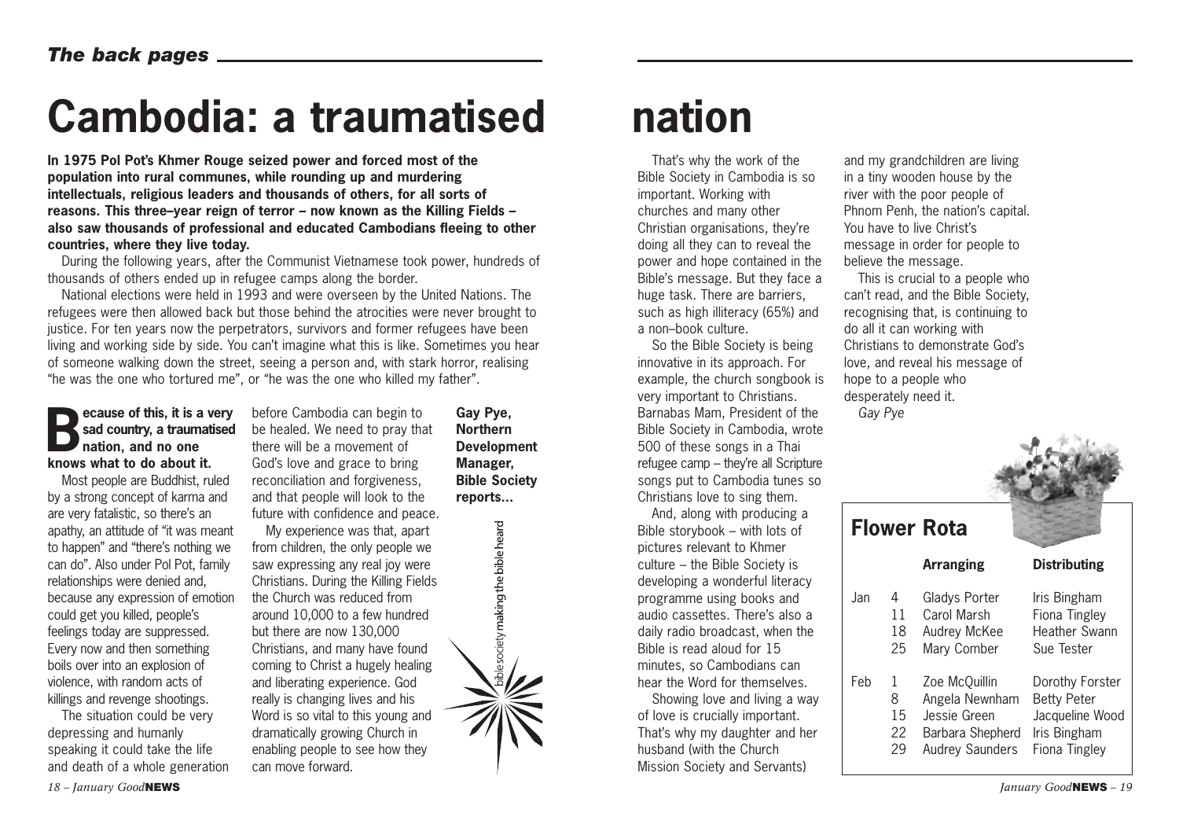# Cambodia: a traumatised nation

**In 1975 Pol Pot's Khmer Rouge seized power and forced most of the population into rural communes, while rounding up and murdering intellectuals, religious leaders and thousands of others, for all sorts of reasons. This three–year reign of terror – now known as the Killing Fields – also saw thousands of professional and educated Cambodians fleeing to other countries, where they live today.**

During the following years, after the Communist Vietnamese took power, hundreds of thousands of others ended up in refugee camps along the border.

National elections were held in 1993 and were overseen by the United Nations. The refugees were then allowed back but those behind the atrocities were never brought to justice. For ten years now the perpetrators, survivors and former refugees have been living and working side by side. You can't imagine what this is like. Sometimes you hear of someone walking down the street, seeing a person and, with stark horror, realising "he was the one who tortured me", or "he was the one who killed my father".

**Gay Pye, Northern Development Manager, Bible Society reports...**

**Because of this, it is a very sad country, a traumatised nation, and no one knows what to do about it.**

Most people are Buddhist, ruled by a strong concept of karma and are very fatalistic, so there's an apathy, an attitude of "it was meant to happen" and "there's nothing we can do". Also under Pol Pot, family relationships were denied and, because any expression of emotion could get you killed, people's feelings today are suppressed. Every now and then something boils over into an explosion of violence, with random acts of killings and revenge shootings.

The situation could be very depressing and humanly speaking it could take the life and death of a whole generation before Cambodia can begin to be healed. We need to pray that there will be a movement of God's love and grace to bring reconciliation and forgiveness, and that people will look to the future with confidence and peace.

My experience was that, apart from children, the only people we saw expressing any real joy were Christians. During the Killing Fields the Church was reduced from around 10,000 to a few hundred but there are now 130,000 Christians, and many have found coming to Christ a hugely healing and liberating experience. God really is changing lives and his Word is so vital to this young and dramatically growing Church in enabling people to see how they can move forward.

That's why the work of the Bible Society in Cambodia is so important. Working with churches and many other Christian organisations, they're doing all they can to reveal the power and hope contained in the Bible's message. But they face a huge task. There are barriers, such as high illiteracy (65%) and a non–book culture.

So the Bible Society is being innovative in its approach. For example, the church songbook is very important to Christians. Barnabas Mam, President of the Bible Society in Cambodia, wrote 500 of these songs in a Thai refugee camp – they're all Scripture songs put to Cambodia tunes so Christians love to sing them.

And, along with producing a Bible storybook – with lots of pictures relevant to Khmer culture – the Bible Society is developing a wonderful literacy programme using books and audio cassettes. There's also a daily radio broadcast, when the Bible is read aloud for 15 minutes, so Cambodians can hear the Word for themselves.

Showing love and living a way of love is crucially important. That's why my daughter and her husband (with the Church Mission Society and Servants) and my grandchildren are living in a tiny wooden house by the river with the poor people of Phnom Penh, the nation's capital. You have to live Christ's message in order for people to believe the message.

This is crucial to a people who can't read, and the Bible Society, recognising that, is continuing to do all it can working with Christians to demonstrate God's love, and reveal his message of hope to a people who desperately need it.

*Gay Pye*

## Flower Rota

| | | Arranging | Distributing |
|---|---|---|---|
| Jan | 4 | Gladys Porter | Iris Bingham |
| | 11 | Carol Marsh | Fiona Tingley |
| | 18 | Audrey McKee | Heather Swann |
| | 25 | Mary Comber | Sue Tester |
| Feb | 1 | Zoe McQuillin | Dorothy Forster |
| | 8 | Angela Newnham | Betty Peter |
| | 15 | Jessie Green | Jacqueline Wood |
| | 22 | Barbara Shepherd | Iris Bingham |
| | 29 | Audrey Saunders | Fiona Tingley |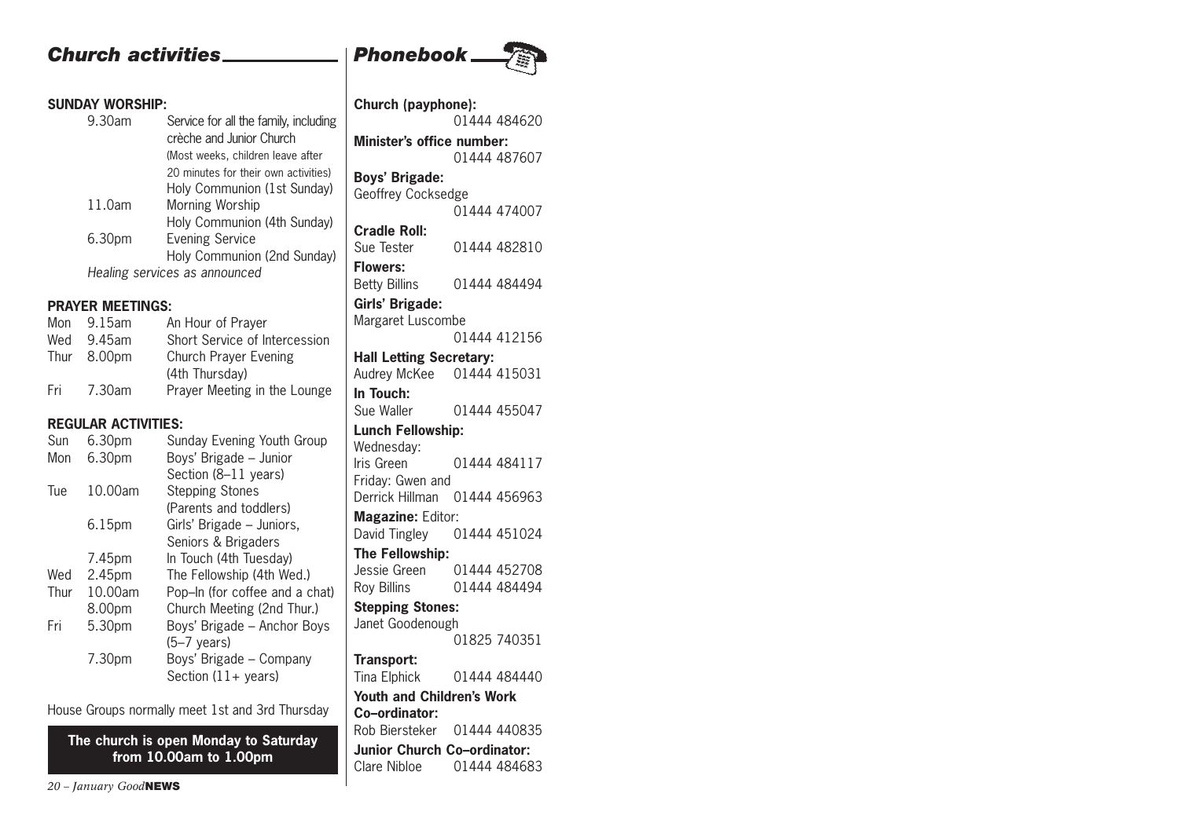## *Church activities*

**SUNDAY WORSHIP:**

| | |
|---|---|
| 9.30am | Service for all the family, including crèche and Junior Church (Most weeks, children leave after 20 minutes for their own activities) Holy Communion (1st Sunday) |
| 11.0am | Morning Worship Holy Communion (4th Sunday) |
| 6.30pm | Evening Service Holy Communion (2nd Sunday) |

*Healing services as announced*

**PRAYER MEETINGS:**

| | | |
|---|---|---|
| Mon | 9.15am | An Hour of Prayer |
| Wed | 9.45am | Short Service of Intercession |
| Thur | 8.00pm | Church Prayer Evening (4th Thursday) |
| Fri | 7.30am | Prayer Meeting in the Lounge |

**REGULAR ACTIVITIES:**

| | | |
|---|---|---|
| Sun | 6.30pm | Sunday Evening Youth Group |
| Mon | 6.30pm | Boys' Brigade – Junior Section (8–11 years) |
| Tue | 10.00am | Stepping Stones (Parents and toddlers) |
| | 6.15pm | Girls' Brigade – Juniors, Seniors & Brigaders |
| | 7.45pm | In Touch (4th Tuesday) |
| Wed | 2.45pm | The Fellowship (4th Wed.) |
| Thur | 10.00am | Pop–In (for coffee and a chat) |
| | 8.00pm | Church Meeting (2nd Thur.) |
| Fri | 5.30pm | Boys' Brigade – Anchor Boys (5–7 years) |
| | 7.30pm | Boys' Brigade – Company Section (11+ years) |

House Groups normally meet 1st and 3rd Thursday

**The church is open Monday to Saturday from 10.00am to 1.00pm**

## *Phonebook*

**Church (payphone):**
01444 484620

**Minister's office number:**
01444 487607

**Boys' Brigade:**
Geoffrey Cocksedge 01444 474007

**Cradle Roll:**
Sue Tester 01444 482810

**Flowers:**
Betty Billins 01444 484494

**Girls' Brigade:**
Margaret Luscombe 01444 412156

**Hall Letting Secretary:**
Audrey McKee 01444 415031

**In Touch:**
Sue Waller 01444 455047

**Lunch Fellowship:**
Wednesday:
Iris Green 01444 484117
Friday: Gwen and Derrick Hillman 01444 456963

**Magazine:** Editor:
David Tingley 01444 451024

**The Fellowship:**
Jessie Green 01444 452708
Roy Billins 01444 484494

**Stepping Stones:**
Janet Goodenough 01825 740351

**Transport:**
Tina Elphick 01444 484440

**Youth and Children's Work Co–ordinator:**
Rob Biersteker 01444 440835

**Junior Church Co–ordinator:**
Clare Nibloe 01444 484683